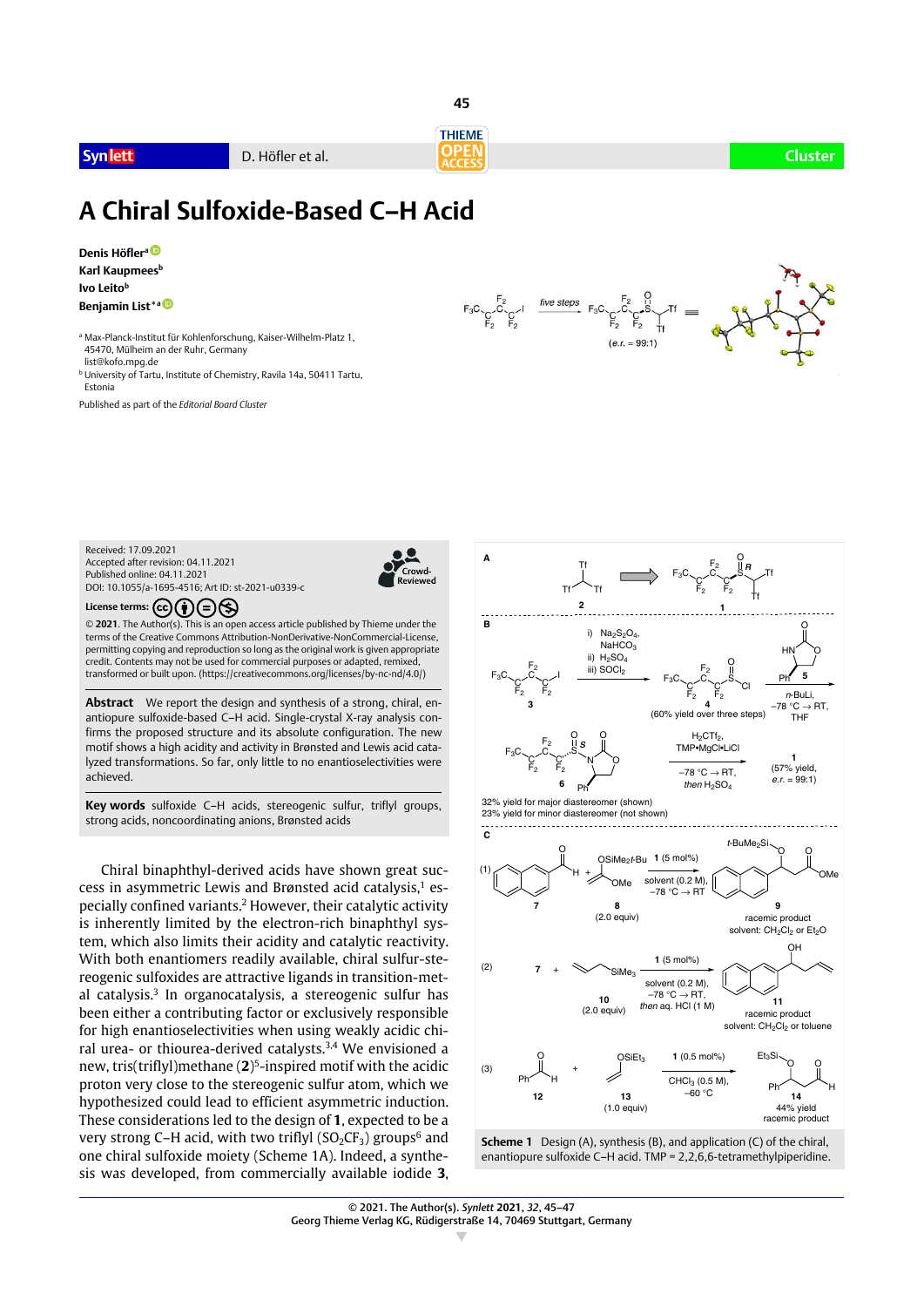# A Chiral Sulfoxide-Based C–H Acid

**Denis Höfler**[a]
**Karl Kaupmees**[b]
**Ivo Leito**[b]
**Benjamin List***[a]

[a] Max-Planck-Institut für Kohlenforschung, Kaiser-Wilhelm-Platz 1, 45470, Mülheim an der Ruhr, Germany
list@kofo.mpg.de

[b] University of Tartu, Institute of Chemistry, Ravila 14a, 50411 Tartu, Estonia

Published as part of the *Editorial Board Cluster*

Received: 17.09.2021
Accepted after revision: 04.11.2021
Published online: 04.11.2021
DOI: 10.1055/a-1695-4516; Art ID: st-2021-u0339-c

License terms:

© **2021**. The Author(s). This is an open access article published by Thieme under the terms of the Creative Commons Attribution-NonDerivative-NonCommercial-License, permitting copying and reproduction so long as the original work is given appropriate credit. Contents may not be used for commercial purposes or adapted, remixed, transformed or built upon. (https://creativecommons.org/licenses/by-nc-nd/4.0/)

**Abstract** We report the design and synthesis of a strong, chiral, enantiopure sulfoxide-based C–H acid. Single-crystal X-ray analysis confirms the proposed structure and its absolute configuration. The new motif shows a high acidity and activity in Brønsted and Lewis acid catalyzed transformations. So far, only little to no enantioselectivities were achieved.

**Key words** sulfoxide C–H acids, stereogenic sulfur, triflyl groups, strong acids, noncoordinating anions, Brønsted acids

Chiral binaphthyl-derived acids have shown great success in asymmetric Lewis and Brønsted acid catalysis,[1] especially confined variants.[2] However, their catalytic activity is inherently limited by the electron-rich binaphthyl system, which also limits their acidity and catalytic reactivity. With both enantiomers readily available, chiral sulfur-stereogenic sulfoxides are attractive ligands in transition-metal catalysis.[3] In organocatalysis, a stereogenic sulfur has been either a contributing factor or exclusively responsible for high enantioselectivities when using weakly acidic chiral urea- or thiourea-derived catalysts.[3,4] We envisioned a new, tris(triflyl)methane (**2**)[5]-inspired motif with the acidic proton very close to the stereogenic sulfur atom, which we hypothesized could lead to efficient asymmetric induction. These considerations led to the design of **1**, expected to be a very strong C–H acid, with two triflyl ($SO_2CF_3$) groups[6] and one chiral sulfoxide moiety (Scheme 1A). Indeed, a synthesis was developed, from commercially available iodide **3**,

**Scheme 1** Design (A), synthesis (B), and application (C) of the chiral, enantiopure sulfoxide C–H acid. TMP = 2,2,6,6-tetramethylpiperidine.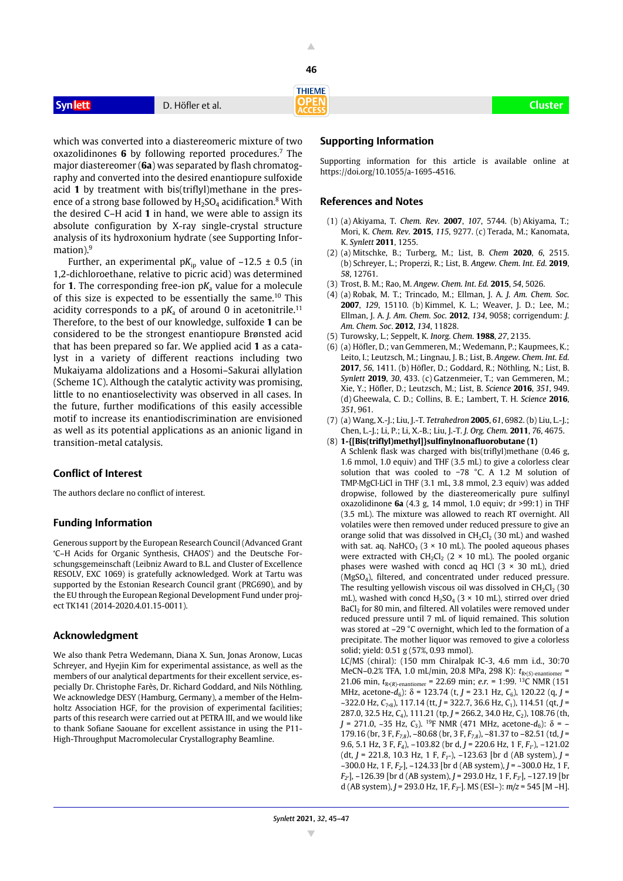which was converted into a diastereomeric mixture of two oxazolidinones **6** by following reported procedures.[7] The major diastereomer (**6a**) was separated by flash chromatography and converted into the desired enantiopure sulfoxide acid **1** by treatment with bis(triflyl)methane in the presence of a strong base followed by $H_2SO_4$ acidification.[8] With the desired C–H acid **1** in hand, we were able to assign its absolute configuration by X-ray single-crystal structure analysis of its hydroxonium hydrate (see Supporting Information).[9]

Further, an experimental $pK_{ip}$ value of –12.5 ± 0.5 (in 1,2-dichloroethane, relative to picric acid) was determined for **1**. The corresponding free-ion $pK_a$ value for a molecule of this size is expected to be essentially the same.[10] This acidity corresponds to a $pK_a$ of around 0 in acetonitrile.[11] Therefore, to the best of our knowledge, sulfoxide **1** can be considered to be the strongest enantiopure Brønsted acid that has been prepared so far. We applied acid **1** as a catalyst in a variety of different reactions including two Mukaiyama aldolizations and a Hosomi–Sakurai allylation (Scheme 1C). Although the catalytic activity was promising, little to no enantioselectivity was observed in all cases. In the future, further modifications of this easily accessible motif to increase its enantiodiscrimination are envisioned as well as its potential applications as an anionic ligand in transition-metal catalysis.

## Conflict of Interest

The authors declare no conflict of interest.

## Funding Information

Generous support by the European Research Council (Advanced Grant 'C–H Acids for Organic Synthesis, CHAOS') and the Deutsche Forschungsgemeinschaft (Leibniz Award to B.L. and Cluster of Excellence RESOLV, EXC 1069) is gratefully acknowledged. Work at Tartu was supported by the Estonian Research Council grant (PRG690), and by the EU through the European Regional Development Fund under project TK141 (2014-2020.4.01.15-0011).

## Acknowledgment

We also thank Petra Wedemann, Diana X. Sun, Jonas Aronow, Lucas Schreyer, and Hyejin Kim for experimental assistance, as well as the members of our analytical departments for their excellent service, especially Dr. Christophe Farès, Dr. Richard Goddard, and Nils Nöthling. We acknowledge DESY (Hamburg, Germany), a member of the Helmholtz Association HGF, for the provision of experimental facilities; parts of this research were carried out at PETRA III, and we would like to thank Sofiane Saouane for excellent assistance in using the P11-High-Throughput Macromolecular Crystallography Beamline.

## Supporting Information

Supporting information for this article is available online at https://doi.org/10.1055/a-1695-4516.

## References and Notes

(1) (a) Akiyama, T. *Chem. Rev.* **2007**, *107*, 5744. (b) Akiyama, T.; Mori, K. *Chem. Rev.* **2015**, *115*, 9277. (c) Terada, M.; Kanomata, K. *Synlett* **2011**, 1255.

(2) (a) Mitschke, B.; Turberg, M.; List, B. *Chem* **2020**, *6*, 2515. (b) Schreyer, L.; Properzi, R.; List, B. *Angew. Chem. Int. Ed.* **2019**, *58*, 12761.

(3) Trost, B. M.; Rao, M. *Angew. Chem. Int. Ed.* **2015**, *54*, 5026.

(4) (a) Robak, M. T.; Trincado, M.; Ellman, J. A. *J. Am. Chem. Soc.* **2007**, *129*, 15110. (b) Kimmel, K. L.; Weaver, J. D.; Lee, M.; Ellman, J. A. *J. Am. Chem. Soc.* **2012**, *134*, 9058; corrigendum: *J. Am. Chem. Soc.* **2012**, *134*, 11828.

(5) Turowsky, L.; Seppelt, K. *Inorg. Chem.* **1988**, *27*, 2135.

(6) (a) Höfler, D.; van Gemmeren, M.; Wedemann, P.; Kaupmees, K.; Leito, I.; Leutzsch, M.; Lingnau, J. B.; List, B. *Angew. Chem. Int. Ed.* **2017**, *56*, 1411. (b) Höfler, D.; Goddard, R.; Nöthling, N.; List, B. *Synlett* **2019**, *30*, 433. (c) Gatzenmeier, T.; van Gemmeren, M.; Xie, Y.; Höfler, D.; Leutzsch, M.; List, B. *Science* **2016**, *351*, 949. (d) Gheewala, C. D.; Collins, B. E.; Lambert, T. H. *Science* **2016**, *351*, 961.

(7) (a) Wang, X.-J.; Liu, J.-T. *Tetrahedron* **2005**, *61*, 6982. (b) Liu, L.-J.; Chen, L.-J.; Li, P.; Li, X.-B.; Liu, J.-T. *J. Org. Chem.* **2011**, *76*, 4675.

(8) **1-{[Bis(triflyl)methyl]}sulfinylnonafluorobutane (1)**
A Schlenk flask was charged with bis(triflyl)methane (0.46 g, 1.6 mmol, 1.0 equiv) and THF (3.5 mL) to give a colorless clear solution that was cooled to −78 °C. A 1.2 M solution of TMP·MgCl·LiCl in THF (3.1 mL, 3.8 mmol, 2.3 equiv) was added dropwise, followed by the diastereomerically pure sulfinyl oxazolidinone **6a** (4.3 g, 14 mmol, 1.0 equiv; dr >99:1) in THF (3.5 mL). The mixture was allowed to reach RT overnight. All volatiles were then removed under reduced pressure to give an orange solid that was dissolved in $CH_2Cl_2$ (30 mL) and washed with sat. aq. $NaHCO_3$ (3 × 10 mL). The pooled aqueous phases were extracted with $CH_2Cl_2$ (2 × 10 mL). The pooled organic phases were washed with concd aq HCl (3 × 30 mL), dried ($MgSO_4$), filtered, and concentrated under reduced pressure. The resulting yellowish viscous oil was dissolved in $CH_2Cl_2$ (30 mL), washed with concd $H_2SO_4$ (3 × 10 mL), stirred over dried $BaCl_2$ for 80 min, and filtered. All volatiles were removed under reduced pressure until 7 mL of liquid remained. This solution was stored at –29 °C overnight, which led to the formation of a precipitate. The mother liquor was removed to give a colorless solid; yield: 0.51 g (57%, 0.93 mmol).
LC/MS (chiral): (150 mm Chiralpak IC-3, 4.6 mm i.d., 30:70 MeCN–0.2% TFA, 1.0 mL/min, 20.8 MPa, 298 K): $t_{R\cdot(S)\text{-enantiomer}}$ = 21.06 min, $t_{R\cdot(R)\text{-enantiomer}}$ = 22.69 min; *e.r.* = 1:99. $^{13}$C NMR (151 MHz, acetone-$d_6$): δ = 123.74 (t, $J$ = 23.1 Hz, $C_6$), 120.22 (q, $J$ = ~322.0 Hz, $C_{7,8}$), 117.14 (tt, $J$ = 322.7, 36.6 Hz, $C_1$), 114.51 (qt, $J$ = 287.0, 32.5 Hz, $C_4$), 111.21 (tp, $J$ = 266.2, 34.0 Hz, $C_2$), 108.76 (th, $J$ = 271.0, ~35 Hz, $C_3$). $^{19}$F NMR (471 MHz, acetone-$d_6$): δ = –179.16 (br, 3 F, $F_{7,8}$), –80.68 (br, 3 F, $F_{7,8}$), –81.37 to –82.51 (td, $J$ = 9.6, 5.1 Hz, 3 F, $F_4$), –103.82 (br d, $J$ = 220.6 Hz, 1 F, $F_{1'}$), –121.02 (dt, $J$ = 221.8, 10.3 Hz, 1 F, $F_{1''}$), –123.63 [br d (AB system), $J$ = ~300.0 Hz, 1 F, $F_{2'}$], –124.33 [br d (AB system), $J$ = ~300.0 Hz, 1 F, $F_{2''}$], –126.39 [br d (AB system), $J$ = 293.0 Hz, 1 F, $F_{3'}$], –127.19 [br d (AB system), $J$ = 293.0 Hz, 1F, $F_{3''}$]. MS (ESI–): $m/z$ = 545 [M –H].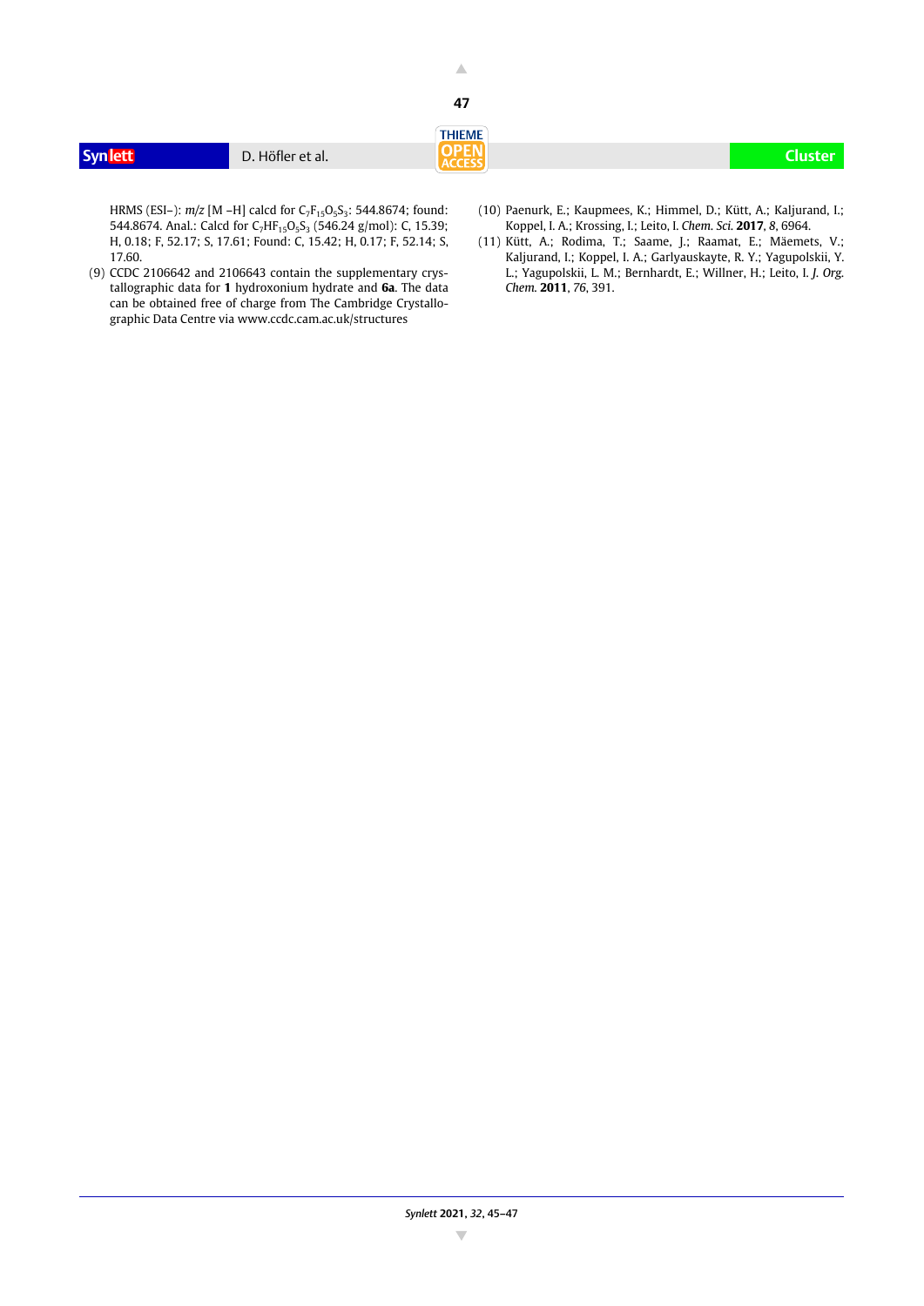HRMS (ESI–): *m/z* [M –H] calcd for $C_7F_{15}O_5S_3$: 544.8674; found: 544.8674. Anal.: Calcd for $C_7HF_{15}O_5S_3$ (546.24 g/mol): C, 15.39; H, 0.18; F, 52.17; S, 17.61; Found: C, 15.42; H, 0.17; F, 52.14; S, 17.60.

(9) CCDC 2106642 and 2106643 contain the supplementary crystallographic data for **1** hydroxonium hydrate and **6a**. The data can be obtained free of charge from The Cambridge Crystallographic Data Centre via www.ccdc.cam.ac.uk/structures

(10) Paenurk, E.; Kaupmees, K.; Himmel, D.; Kütt, A.; Kaljurand, I.; Koppel, I. A.; Krossing, I.; Leito, I. *Chem. Sci.* **2017**, *8*, 6964.

(11) Kütt, A.; Rodima, T.; Saame, J.; Raamat, E.; Mäemets, V.; Kaljurand, I.; Koppel, I. A.; Garlyauskayte, R. Y.; Yagupolskii, Y. L.; Yagupolskii, L. M.; Bernhardt, E.; Willner, H.; Leito, I. *J. Org. Chem.* **2011**, *76*, 391.